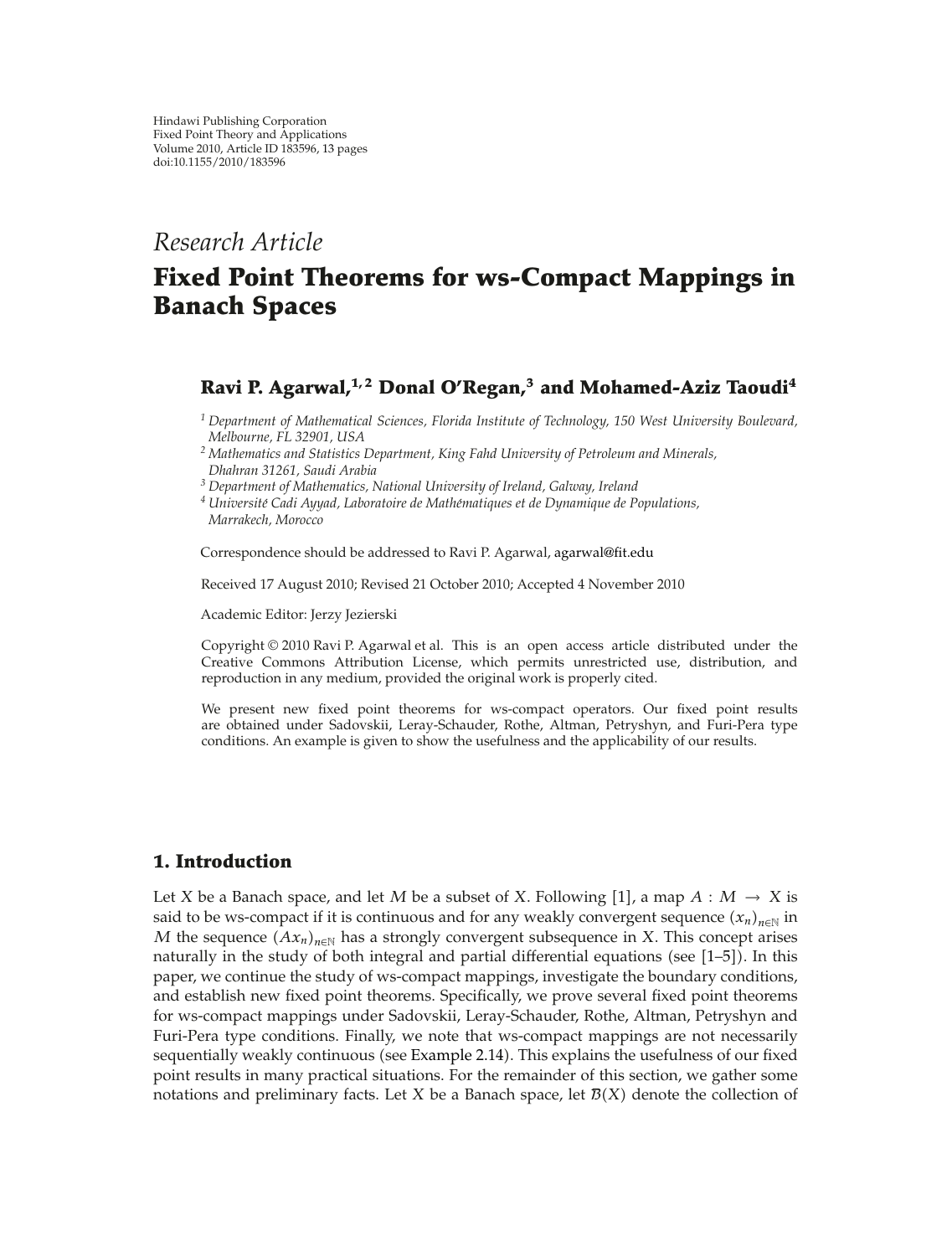Hindawi Publishing Corporation
Fixed Point Theory and Applications
Volume 2010, Article ID 183596, 13 pages
doi:10.1155/2010/183596

*Research Article*

# Fixed Point Theorems for ws-Compact Mappings in Banach Spaces

**Ravi P. Agarwal,[1,2] Donal O'Regan,[3] and Mohamed-Aziz Taoudi[4]**

[1] *Department of Mathematical Sciences, Florida Institute of Technology, 150 West University Boulevard, Melbourne, FL 32901, USA*
[2] *Mathematics and Statistics Department, King Fahd University of Petroleum and Minerals, Dhahran 31261, Saudi Arabia*
[3] *Department of Mathematics, National University of Ireland, Galway, Ireland*
[4] *Université Cadi Ayyad, Laboratoire de Mathématiques et de Dynamique de Populations, Marrakech, Morocco*

Correspondence should be addressed to Ravi P. Agarwal, agarwal@fit.edu

Received 17 August 2010; Revised 21 October 2010; Accepted 4 November 2010

Academic Editor: Jerzy Jezierski

Copyright © 2010 Ravi P. Agarwal et al. This is an open access article distributed under the Creative Commons Attribution License, which permits unrestricted use, distribution, and reproduction in any medium, provided the original work is properly cited.

We present new fixed point theorems for ws-compact operators. Our fixed point results are obtained under Sadovskii, Leray-Schauder, Rothe, Altman, Petryshyn, and Furi-Pera type conditions. An example is given to show the usefulness and the applicability of our results.

## 1. Introduction

Let $X$ be a Banach space, and let $M$ be a subset of $X$. Following [1], a map $A : M \to X$ is said to be ws-compact if it is continuous and for any weakly convergent sequence $(x_n)_{n\in\mathbb{N}}$ in $M$ the sequence $(Ax_n)_{n\in\mathbb{N}}$ has a strongly convergent subsequence in $X$. This concept arises naturally in the study of both integral and partial differential equations (see [1–5]). In this paper, we continue the study of ws-compact mappings, investigate the boundary conditions, and establish new fixed point theorems. Specifically, we prove several fixed point theorems for ws-compact mappings under Sadovskii, Leray-Schauder, Rothe, Altman, Petryshyn and Furi-Pera type conditions. Finally, we note that ws-compact mappings are not necessarily sequentially weakly continuous (see Example 2.14). This explains the usefulness of our fixed point results in many practical situations. For the remainder of this section, we gather some notations and preliminary facts. Let $X$ be a Banach space, let $\mathcal{B}(X)$ denote the collection of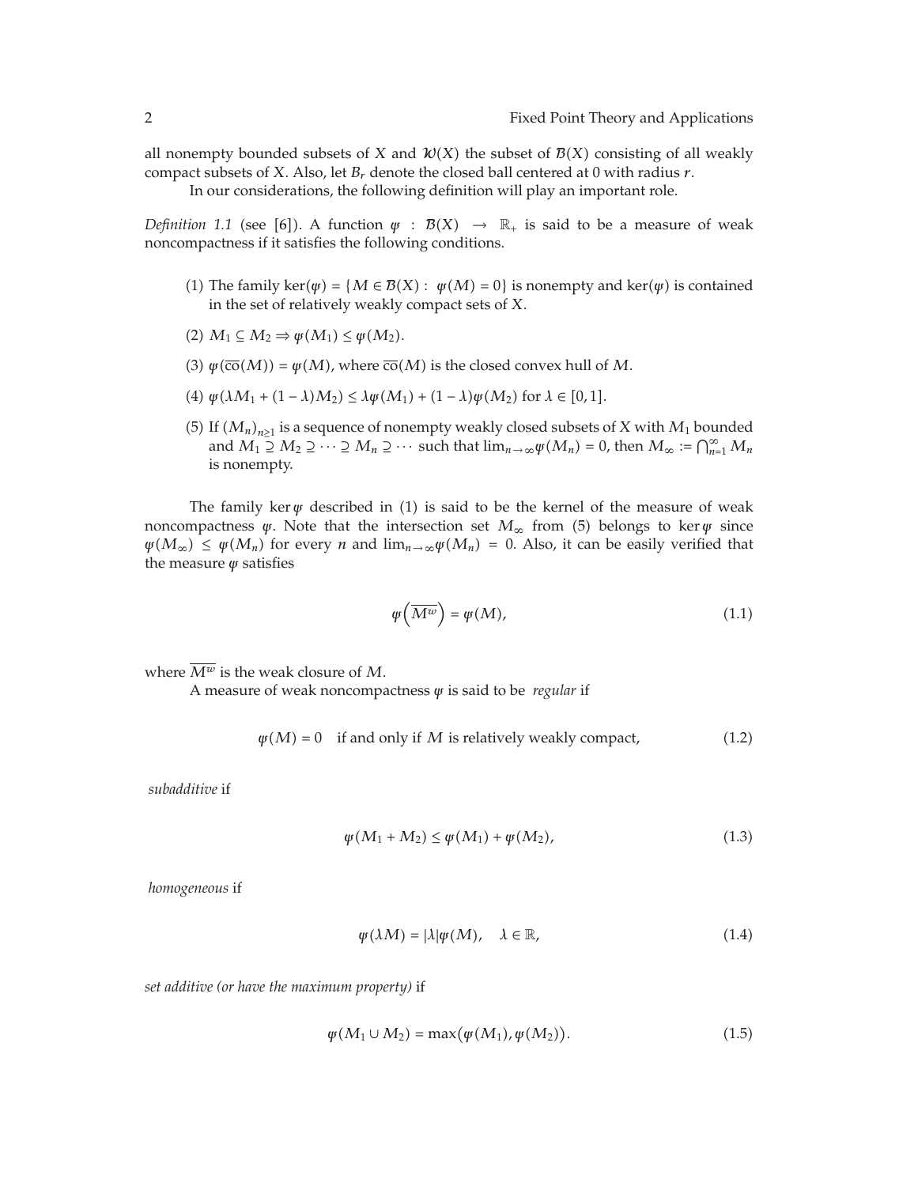all nonempty bounded subsets of $X$ and $\mathcal{W}(X)$ the subset of $\mathcal{B}(X)$ consisting of all weakly compact subsets of $X$. Also, let $B_r$ denote the closed ball centered at 0 with radius $r$.

In our considerations, the following definition will play an important role.

*Definition 1.1* (see [6]). A function $\psi : \mathcal{B}(X) \to \mathbb{R}_+$ is said to be a measure of weak noncompactness if it satisfies the following conditions.

(1) The family $\ker(\psi) = \{M \in \mathcal{B}(X) : \psi(M) = 0\}$ is nonempty and $\ker(\psi)$ is contained in the set of relatively weakly compact sets of $X$.

(2) $M_1 \subseteq M_2 \Rightarrow \psi(M_1) \leq \psi(M_2)$.

(3) $\psi(\overline{\text{co}}(M)) = \psi(M)$, where $\overline{\text{co}}(M)$ is the closed convex hull of $M$.

(4) $\psi(\lambda M_1 + (1-\lambda)M_2) \leq \lambda\psi(M_1) + (1-\lambda)\psi(M_2)$ for $\lambda \in [0,1]$.

(5) If $(M_n)_{n\geq 1}$ is a sequence of nonempty weakly closed subsets of $X$ with $M_1$ bounded and $M_1 \supseteq M_2 \supseteq \cdots \supseteq M_n \supseteq \cdots$ such that $\lim_{n\to\infty}\psi(M_n) = 0$, then $M_\infty := \bigcap_{n=1}^{\infty} M_n$ is nonempty.

The family $\ker\psi$ described in (1) is said to be the kernel of the measure of weak noncompactness $\psi$. Note that the intersection set $M_\infty$ from (5) belongs to $\ker\psi$ since $\psi(M_\infty) \leq \psi(M_n)$ for every $n$ and $\lim_{n\to\infty}\psi(M_n) = 0$. Also, it can be easily verified that the measure $\psi$ satisfies

$$\psi\left(\overline{M^w}\right) = \psi(M), \tag{1.1}$$

where $\overline{M^w}$ is the weak closure of $M$.

A measure of weak noncompactness $\psi$ is said to be *regular* if

$$\psi(M) = 0 \quad \text{if and only if } M \text{ is relatively weakly compact}, \tag{1.2}$$

*subadditive* if

$$\psi(M_1 + M_2) \leq \psi(M_1) + \psi(M_2), \tag{1.3}$$

*homogeneous* if

$$\psi(\lambda M) = |\lambda|\psi(M), \quad \lambda \in \mathbb{R}, \tag{1.4}$$

*set additive (or have the maximum property)* if

$$\psi(M_1 \cup M_2) = \max(\psi(M_1), \psi(M_2)). \tag{1.5}$$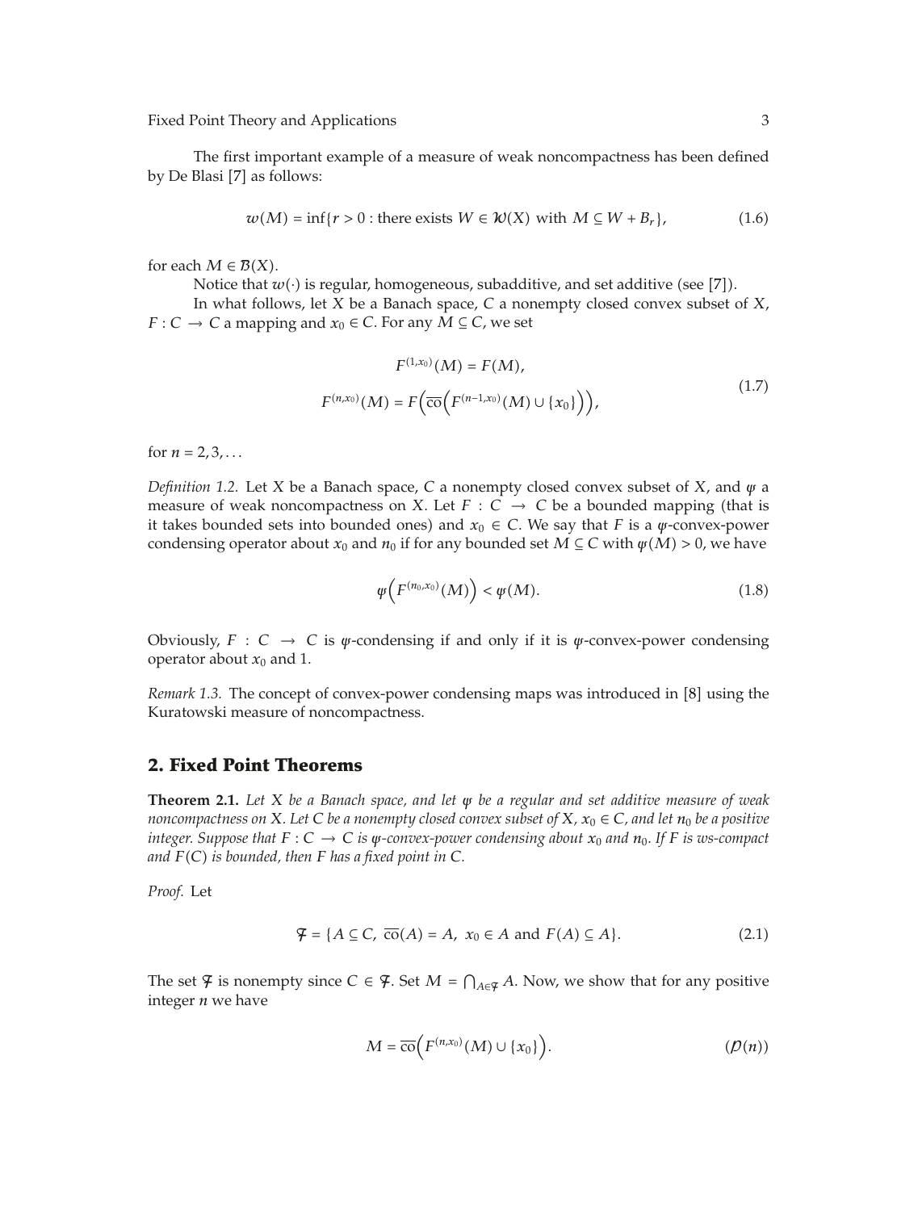The first important example of a measure of weak noncompactness has been defined by De Blasi [7] as follows:

$$w(M) = \inf\{r > 0 : \text{there exists } W \in \mathcal{W}(X) \text{ with } M \subseteq W + B_r\}, \tag{1.6}$$

for each $M \in \mathcal{B}(X)$.

Notice that $w(\cdot)$ is regular, homogeneous, subadditive, and set additive (see [7]).

In what follows, let $X$ be a Banach space, $C$ a nonempty closed convex subset of $X$, $F : C \to C$ a mapping and $x_0 \in C$. For any $M \subseteq C$, we set

$$\begin{aligned} F^{(1,x_0)}(M) &= F(M), \\ F^{(n,x_0)}(M) &= F\Big(\overline{\text{co}}\Big(F^{(n-1,x_0)}(M) \cup \{x_0\}\Big)\Big), \end{aligned} \tag{1.7}$$

for $n = 2, 3, \ldots$

*Definition 1.2.* Let $X$ be a Banach space, $C$ a nonempty closed convex subset of $X$, and $\psi$ a measure of weak noncompactness on $X$. Let $F : C \to C$ be a bounded mapping (that is it takes bounded sets into bounded ones) and $x_0 \in C$. We say that $F$ is a $\psi$-convex-power condensing operator about $x_0$ and $n_0$ if for any bounded set $M \subseteq C$ with $\psi(M) > 0$, we have

$$\psi\Big(F^{(n_0,x_0)}(M)\Big) < \psi(M). \tag{1.8}$$

Obviously, $F : C \to C$ is $\psi$-condensing if and only if it is $\psi$-convex-power condensing operator about $x_0$ and 1.

*Remark 1.3.* The concept of convex-power condensing maps was introduced in [8] using the Kuratowski measure of noncompactness.

## 2. Fixed Point Theorems

**Theorem 2.1.** *Let $X$ be a Banach space, and let $\psi$ be a regular and set additive measure of weak noncompactness on $X$. Let $C$ be a nonempty closed convex subset of $X$, $x_0 \in C$, and let $n_0$ be a positive integer. Suppose that $F : C \to C$ is $\psi$-convex-power condensing about $x_0$ and $n_0$. If $F$ is ws-compact and $F(C)$ is bounded, then $F$ has a fixed point in $C$.*

*Proof.* Let

$$\mathcal{F} = \{A \subseteq C,\ \overline{\text{co}}(A) = A,\ x_0 \in A \text{ and } F(A) \subseteq A\}. \tag{2.1}$$

The set $\mathcal{F}$ is nonempty since $C \in \mathcal{F}$. Set $M = \bigcap_{A \in \mathcal{F}} A$. Now, we show that for any positive integer $n$ we have

$$M = \overline{\text{co}}\Big(F^{(n,x_0)}(M) \cup \{x_0\}\Big). \tag{$\mathcal{P}(n)$}$$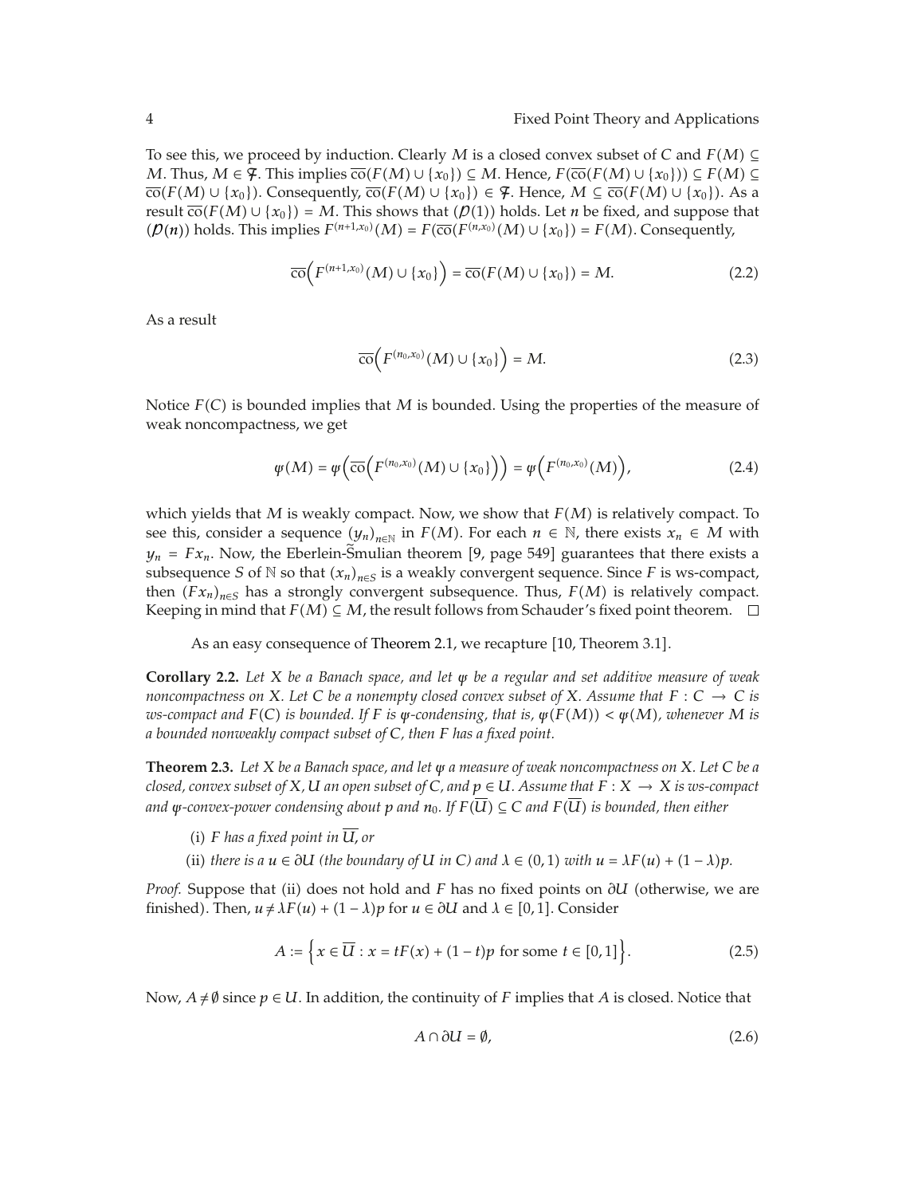To see this, we proceed by induction. Clearly $M$ is a closed convex subset of $C$ and $F(M) \subseteq M$. Thus, $M \in \mathcal{F}$. This implies $\overline{\text{co}}(F(M) \cup \{x_0\}) \subseteq M$. Hence, $F(\overline{\text{co}}(F(M) \cup \{x_0\})) \subseteq F(M) \subseteq \overline{\text{co}}(F(M) \cup \{x_0\})$. Consequently, $\overline{\text{co}}(F(M) \cup \{x_0\}) \in \mathcal{F}$. Hence, $M \subseteq \overline{\text{co}}(F(M) \cup \{x_0\})$. As a result $\overline{\text{co}}(F(M) \cup \{x_0\}) = M$. This shows that $(\mathcal{P}(1))$ holds. Let $n$ be fixed, and suppose that $(\mathcal{P}(n))$ holds. This implies $F^{(n+1,x_0)}(M) = F(\overline{\text{co}}(F^{(n,x_0)}(M) \cup \{x_0\}) = F(M)$. Consequently,

$$\overline{\text{co}}\Big(F^{(n+1,x_0)}(M) \cup \{x_0\}\Big) = \overline{\text{co}}(F(M) \cup \{x_0\}) = M. \tag{2.2}$$

As a result

$$\overline{\text{co}}\Big(F^{(n_0,x_0)}(M) \cup \{x_0\}\Big) = M. \tag{2.3}$$

Notice $F(C)$ is bounded implies that $M$ is bounded. Using the properties of the measure of weak noncompactness, we get

$$\psi(M) = \psi\Big(\overline{\text{co}}\Big(F^{(n_0,x_0)}(M) \cup \{x_0\}\Big)\Big) = \psi\Big(F^{(n_0,x_0)}(M)\Big), \tag{2.4}$$

which yields that $M$ is weakly compact. Now, we show that $F(M)$ is relatively compact. To see this, consider a sequence $(y_n)_{n\in\mathbb{N}}$ in $F(M)$. For each $n \in \mathbb{N}$, there exists $x_n \in M$ with $y_n = Fx_n$. Now, the Eberlein-Šmulian theorem [9, page 549] guarantees that there exists a subsequence $S$ of $\mathbb{N}$ so that $(x_n)_{n\in S}$ is a weakly convergent sequence. Since $F$ is ws-compact, then $(Fx_n)_{n\in S}$ has a strongly convergent subsequence. Thus, $F(M)$ is relatively compact. Keeping in mind that $F(M) \subseteq M$, the result follows from Schauder's fixed point theorem. □

As an easy consequence of Theorem 2.1, we recapture [10, Theorem 3.1].

**Corollary 2.2.** *Let $X$ be a Banach space, and let $\psi$ be a regular and set additive measure of weak noncompactness on $X$. Let $C$ be a nonempty closed convex subset of $X$. Assume that $F : C \to C$ is ws-compact and $F(C)$ is bounded. If $F$ is $\psi$-condensing, that is, $\psi(F(M)) < \psi(M)$, whenever $M$ is a bounded nonweakly compact subset of $C$, then $F$ has a fixed point.*

**Theorem 2.3.** *Let $X$ be a Banach space, and let $\psi$ a measure of weak noncompactness on $X$. Let $C$ be a closed, convex subset of $X$, $U$ an open subset of $C$, and $p \in U$. Assume that $F : X \to X$ is ws-compact and $\psi$-convex-power condensing about $p$ and $n_0$. If $F(\overline{U}) \subseteq C$ and $F(\overline{U})$ is bounded, then either*

(i) *$F$ has a fixed point in $\overline{U}$, or*

(ii) *there is a $u \in \partial U$ (the boundary of $U$ in $C$) and $\lambda \in (0,1)$ with $u = \lambda F(u) + (1-\lambda)p$.*

*Proof.* Suppose that (ii) does not hold and $F$ has no fixed points on $\partial U$ (otherwise, we are finished). Then, $u \neq \lambda F(u) + (1-\lambda)p$ for $u \in \partial U$ and $\lambda \in [0,1]$. Consider

$$A := \Big\{x \in \overline{U} : x = tF(x) + (1-t)p \text{ for some } t \in [0,1]\Big\}. \tag{2.5}$$

Now, $A \neq \emptyset$ since $p \in U$. In addition, the continuity of $F$ implies that $A$ is closed. Notice that

$$A \cap \partial U = \emptyset, \tag{2.6}$$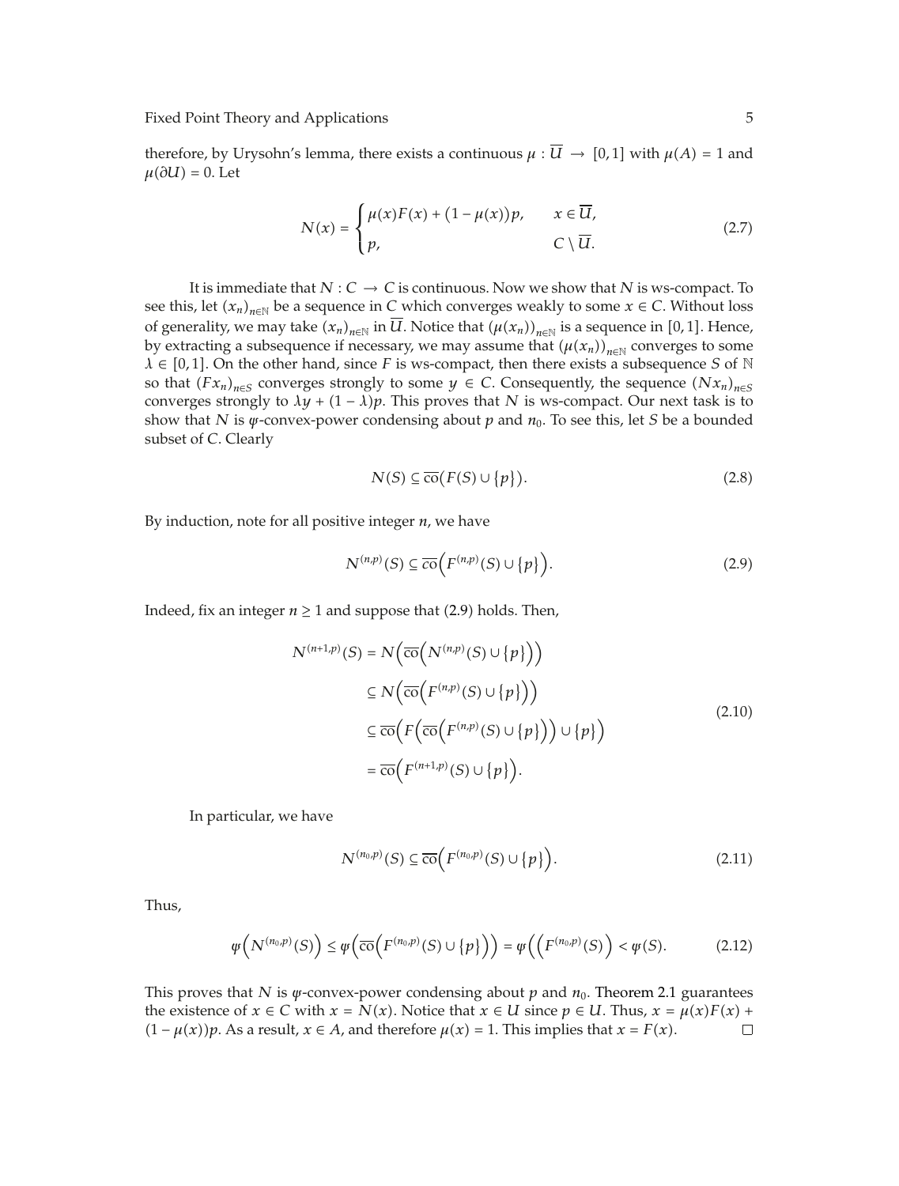therefore, by Urysohn's lemma, there exists a continuous $\mu : \overline{U} \to [0,1]$ with $\mu(A) = 1$ and $\mu(\partial U) = 0$. Let

$$N(x) = \begin{cases} \mu(x)F(x) + (1-\mu(x))p, & x \in \overline{U}, \\ p, & C \setminus \overline{U}. \end{cases} \tag{2.7}$$

It is immediate that $N : C \to C$ is continuous. Now we show that $N$ is ws-compact. To see this, let $(x_n)_{n\in\mathbb{N}}$ be a sequence in $C$ which converges weakly to some $x \in C$. Without loss of generality, we may take $(x_n)_{n\in\mathbb{N}}$ in $\overline{U}$. Notice that $(\mu(x_n))_{n\in\mathbb{N}}$ is a sequence in $[0,1]$. Hence, by extracting a subsequence if necessary, we may assume that $(\mu(x_n))_{n\in\mathbb{N}}$ converges to some $\lambda \in [0,1]$. On the other hand, since $F$ is ws-compact, then there exists a subsequence $S$ of $\mathbb{N}$ so that $(Fx_n)_{n\in S}$ converges strongly to some $y \in C$. Consequently, the sequence $(Nx_n)_{n\in S}$ converges strongly to $\lambda y + (1-\lambda)p$. This proves that $N$ is ws-compact. Our next task is to show that $N$ is $\psi$-convex-power condensing about $p$ and $n_0$. To see this, let $S$ be a bounded subset of $C$. Clearly

$$N(S) \subseteq \overline{\mathrm{co}}(F(S) \cup \{p\}). \tag{2.8}$$

By induction, note for all positive integer $n$, we have

$$N^{(n,p)}(S) \subseteq \overline{\mathrm{co}}\Big(F^{(n,p)}(S) \cup \{p\}\Big). \tag{2.9}$$

Indeed, fix an integer $n \geq 1$ and suppose that (2.9) holds. Then,

$$\begin{aligned} N^{(n+1,p)}(S) &= N\Big(\overline{\mathrm{co}}\Big(N^{(n,p)}(S) \cup \{p\}\Big)\Big) \\ &\subseteq N\Big(\overline{\mathrm{co}}\Big(F^{(n,p)}(S) \cup \{p\}\Big)\Big) \\ &\subseteq \overline{\mathrm{co}}\Big(F\Big(\overline{\mathrm{co}}\Big(F^{(n,p)}(S) \cup \{p\}\Big)\Big) \cup \{p\}\Big) \\ &= \overline{\mathrm{co}}\Big(F^{(n+1,p)}(S) \cup \{p\}\Big). \end{aligned} \tag{2.10}$$

In particular, we have

$$N^{(n_0,p)}(S) \subseteq \overline{\mathrm{co}}\Big(F^{(n_0,p)}(S) \cup \{p\}\Big). \tag{2.11}$$

Thus,

$$\psi\Big(N^{(n_0,p)}(S)\Big) \leq \psi\Big(\overline{\mathrm{co}}\Big(F^{(n_0,p)}(S) \cup \{p\}\Big)\Big) = \psi\Big(\Big(F^{(n_0,p)}(S)\Big) < \psi(S). \tag{2.12}$$

This proves that $N$ is $\psi$-convex-power condensing about $p$ and $n_0$. Theorem 2.1 guarantees the existence of $x \in C$ with $x = N(x)$. Notice that $x \in U$ since $p \in U$. Thus, $x = \mu(x)F(x) + (1-\mu(x))p$. As a result, $x \in A$, and therefore $\mu(x) = 1$. This implies that $x = F(x)$. $\square$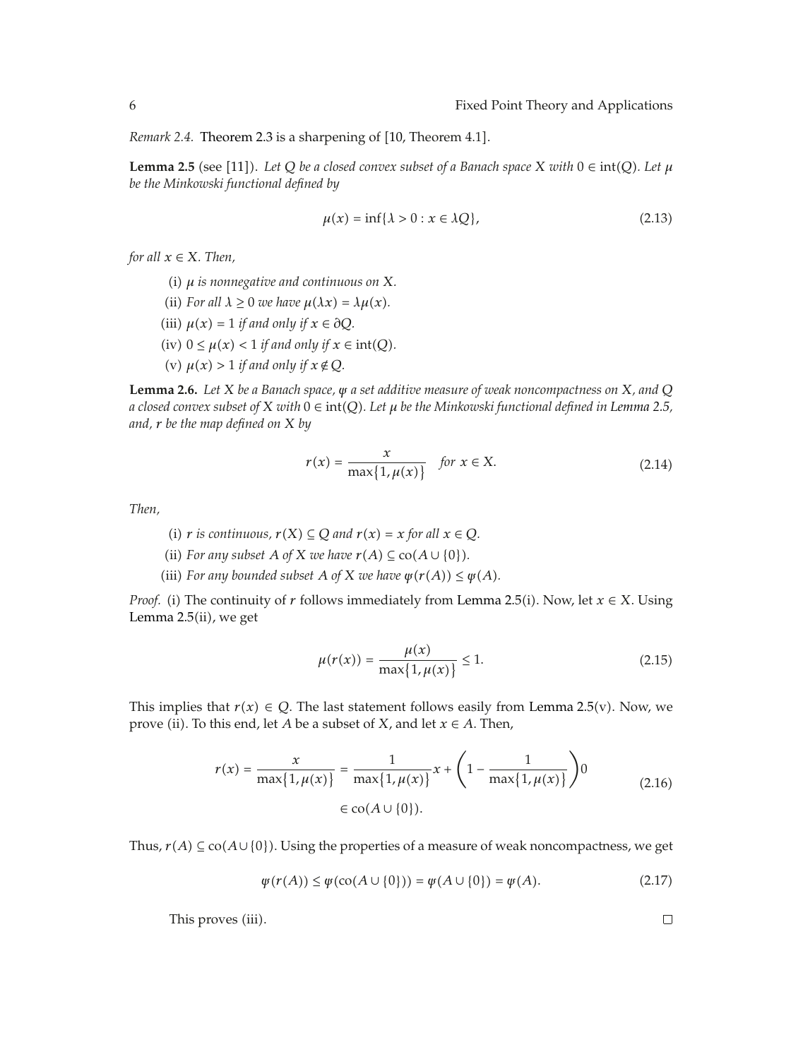*Remark 2.4.* Theorem 2.3 is a sharpening of [10, Theorem 4.1].

**Lemma 2.5** (see [11]). *Let $Q$ be a closed convex subset of a Banach space $X$ with $0 \in \operatorname{int}(Q)$. Let $\mu$ be the Minkowski functional defined by*

$$\mu(x) = \inf\{\lambda > 0 : x \in \lambda Q\}, \tag{2.13}$$

*for all $x \in X$. Then,*

(i) *$\mu$ is nonnegative and continuous on $X$.*

(ii) *For all $\lambda \geq 0$ we have $\mu(\lambda x) = \lambda \mu(x)$.*

(iii) *$\mu(x) = 1$ if and only if $x \in \partial Q$.*

(iv) *$0 \leq \mu(x) < 1$ if and only if $x \in \operatorname{int}(Q)$.*

(v) *$\mu(x) > 1$ if and only if $x \notin Q$.*

**Lemma 2.6.** *Let $X$ be a Banach space, $\psi$ a set additive measure of weak noncompactness on $X$, and $Q$ a closed convex subset of $X$ with $0 \in \operatorname{int}(Q)$. Let $\mu$ be the Minkowski functional defined in Lemma 2.5, and, $r$ be the map defined on $X$ by*

$$r(x) = \frac{x}{\max\{1, \mu(x)\}} \quad \text{for } x \in X. \tag{2.14}$$

*Then,*

(i) *$r$ is continuous, $r(X) \subseteq Q$ and $r(x) = x$ for all $x \in Q$.*

(ii) *For any subset $A$ of $X$ we have $r(A) \subseteq \operatorname{co}(A \cup \{0\})$.*

(iii) *For any bounded subset $A$ of $X$ we have $\psi(r(A)) \leq \psi(A)$.*

*Proof.* (i) The continuity of $r$ follows immediately from Lemma 2.5(i). Now, let $x \in X$. Using Lemma 2.5(ii), we get

$$\mu(r(x)) = \frac{\mu(x)}{\max\{1, \mu(x)\}} \leq 1. \tag{2.15}$$

This implies that $r(x) \in Q$. The last statement follows easily from Lemma 2.5(v). Now, we prove (ii). To this end, let $A$ be a subset of $X$, and let $x \in A$. Then,

$$\begin{aligned} r(x) = \frac{x}{\max\{1, \mu(x)\}} &= \frac{1}{\max\{1, \mu(x)\}} x + \left(1 - \frac{1}{\max\{1, \mu(x)\}}\right) 0 \\ &\in \operatorname{co}(A \cup \{0\}). \end{aligned} \tag{2.16}$$

Thus, $r(A) \subseteq \operatorname{co}(A \cup \{0\})$. Using the properties of a measure of weak noncompactness, we get

$$\psi(r(A)) \leq \psi(\operatorname{co}(A \cup \{0\})) = \psi(A \cup \{0\}) = \psi(A). \tag{2.17}$$

This proves (iii). □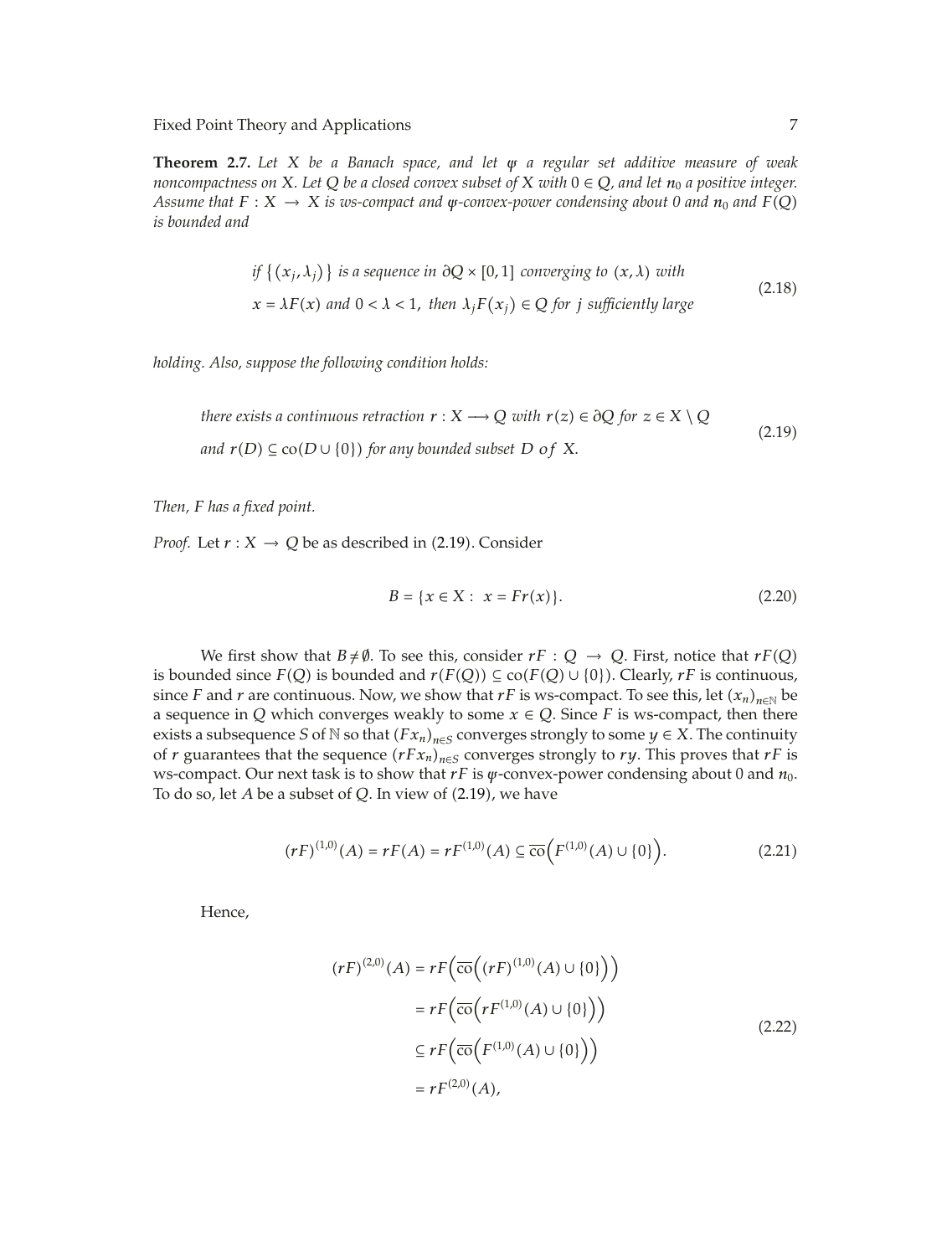**Theorem 2.7.** *Let $X$ be a Banach space, and let $\psi$ a regular set additive measure of weak noncompactness on $X$. Let $Q$ be a closed convex subset of $X$ with $0 \in Q$, and let $n_0$ a positive integer. Assume that $F : X \to X$ is ws-compact and $\psi$-convex-power condensing about 0 and $n_0$ and $F(Q)$ is bounded and*

$$\begin{aligned}
&\textit{if } \{(x_j, \lambda_j)\} \textit{ is a sequence in } \partial Q \times [0,1] \textit{ converging to } (x, \lambda) \textit{ with} \\
&x = \lambda F(x) \textit{ and } 0 < \lambda < 1, \textit{ then } \lambda_j F(x_j) \in Q \textit{ for } j \textit{ sufficiently large}
\end{aligned} \tag{2.18}$$

*holding. Also, suppose the following condition holds:*

$$\begin{aligned}
&\textit{there exists a continuous retraction } r : X \longrightarrow Q \textit{ with } r(z) \in \partial Q \textit{ for } z \in X \setminus Q \\
&\textit{and } r(D) \subseteq \operatorname{co}(D \cup \{0\}) \textit{ for any bounded subset } D \textit{ of } X.
\end{aligned} \tag{2.19}$$

*Then, $F$ has a fixed point.*

*Proof.* Let $r : X \to Q$ be as described in (2.19). Consider

$$B = \{x \in X : \ x = Fr(x)\}. \tag{2.20}$$

We first show that $B \neq \emptyset$. To see this, consider $rF : Q \to Q$. First, notice that $rF(Q)$ is bounded since $F(Q)$ is bounded and $r(F(Q)) \subseteq \operatorname{co}(F(Q) \cup \{0\})$. Clearly, $rF$ is continuous, since $F$ and $r$ are continuous. Now, we show that $rF$ is ws-compact. To see this, let $(x_n)_{n \in \mathbb{N}}$ be a sequence in $Q$ which converges weakly to some $x \in Q$. Since $F$ is ws-compact, then there exists a subsequence $S$ of $\mathbb{N}$ so that $(Fx_n)_{n \in S}$ converges strongly to some $y \in X$. The continuity of $r$ guarantees that the sequence $(rFx_n)_{n \in S}$ converges strongly to $ry$. This proves that $rF$ is ws-compact. Our next task is to show that $rF$ is $\psi$-convex-power condensing about 0 and $n_0$. To do so, let $A$ be a subset of $Q$. In view of (2.19), we have

$$(rF)^{(1,0)}(A) = rF(A) = rF^{(1,0)}(A) \subseteq \overline{\operatorname{co}}\left(F^{(1,0)}(A) \cup \{0\}\right). \tag{2.21}$$

Hence,

$$\begin{aligned}
(rF)^{(2,0)}(A) &= rF\left(\overline{\operatorname{co}}\left((rF)^{(1,0)}(A) \cup \{0\}\right)\right) \\
&= rF\left(\overline{\operatorname{co}}\left(rF^{(1,0)}(A) \cup \{0\}\right)\right) \\
&\subseteq rF\left(\overline{\operatorname{co}}\left(F^{(1,0)}(A) \cup \{0\}\right)\right) \\
&= rF^{(2,0)}(A),
\end{aligned} \tag{2.22}$$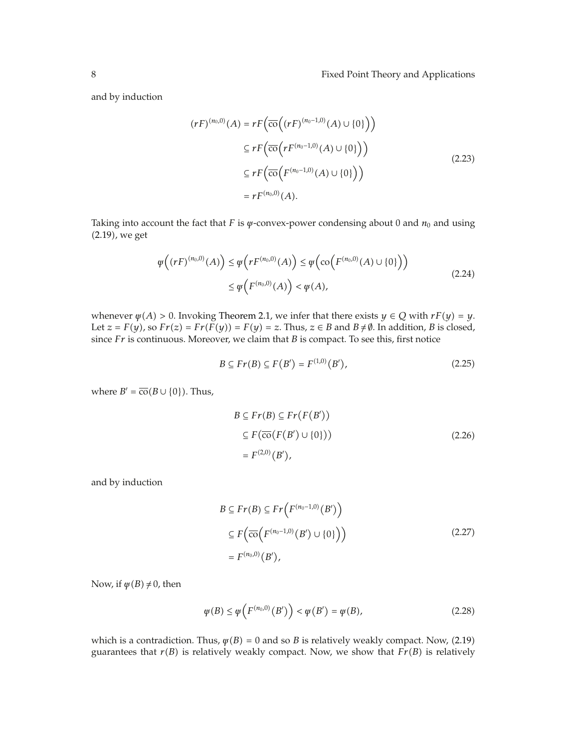and by induction

$$
\begin{aligned}
(rF)^{(n_0,0)}(A) &= rF\Big(\overline{\mathrm{co}}\Big((rF)^{(n_0-1,0)}(A) \cup \{0\}\Big)\Big) \\
&\subseteq rF\Big(\overline{\mathrm{co}}\Big(rF^{(n_0-1,0)}(A) \cup \{0\}\Big)\Big) \\
&\subseteq rF\Big(\overline{\mathrm{co}}\Big(F^{(n_0-1,0)}(A) \cup \{0\}\Big)\Big) \\
&= rF^{(n_0,0)}(A).
\end{aligned} \tag{2.23}
$$

Taking into account the fact that $F$ is $\psi$-convex-power condensing about 0 and $n_0$ and using (2.19), we get

$$
\begin{aligned}
\psi\Big((rF)^{(n_0,0)}(A)\Big) \leq \psi\Big(rF^{(n_0,0)}(A)\Big) &\leq \psi\Big(\mathrm{co}\Big(F^{(n_0,0)}(A) \cup \{0\}\Big)\Big) \\
&\leq \psi\Big(F^{(n_0,0)}(A)\Big) < \psi(A),
\end{aligned} \tag{2.24}
$$

whenever $\psi(A) > 0$. Invoking Theorem 2.1, we infer that there exists $y \in Q$ with $rF(y) = y$. Let $z = F(y)$, so $Fr(z) = Fr(F(y)) = F(y) = z$. Thus, $z \in B$ and $B \neq \emptyset$. In addition, $B$ is closed, since $Fr$ is continuous. Moreover, we claim that $B$ is compact. To see this, first notice

$$
B \subseteq Fr(B) \subseteq F(B') = F^{(1,0)}(B'), \tag{2.25}
$$

where $B' = \overline{\mathrm{co}}(B \cup \{0\})$. Thus,

$$
\begin{aligned}
B \subseteq Fr(B) &\subseteq Fr(F(B')) \\
&\subseteq F(\overline{\mathrm{co}}(F(B') \cup \{0\})) \\
&= F^{(2,0)}(B'),
\end{aligned} \tag{2.26}
$$

and by induction

$$
\begin{aligned}
B \subseteq Fr(B) &\subseteq Fr\Big(F^{(n_0-1,0)}(B')\Big) \\
&\subseteq F\Big(\overline{\mathrm{co}}\Big(F^{(n_0-1,0)}(B') \cup \{0\}\Big)\Big) \\
&= F^{(n_0,0)}(B'),
\end{aligned} \tag{2.27}
$$

Now, if $\psi(B) \neq 0$, then

$$
\psi(B) \leq \psi\Big(F^{(n_0,0)}(B')\Big) < \psi(B') = \psi(B), \tag{2.28}
$$

which is a contradiction. Thus, $\psi(B) = 0$ and so $B$ is relatively weakly compact. Now, (2.19) guarantees that $r(B)$ is relatively weakly compact. Now, we show that $Fr(B)$ is relatively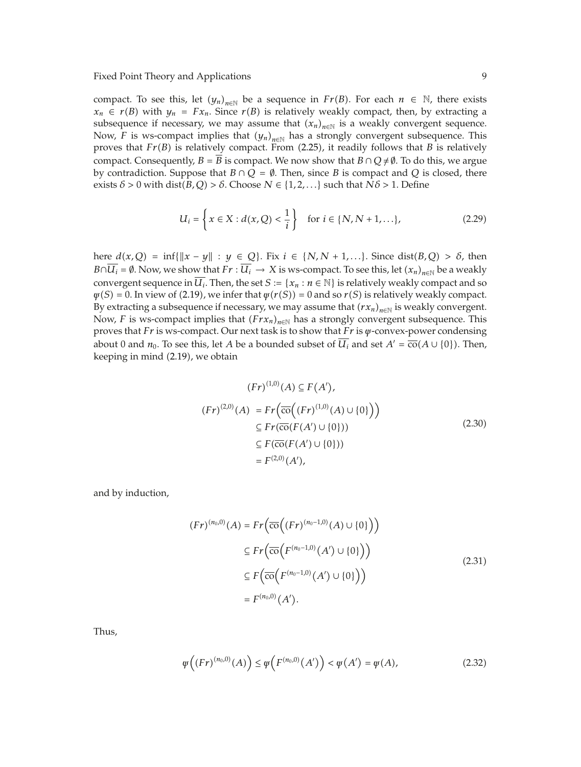compact. To see this, let $(y_n)_{n\in\mathbb{N}}$ be a sequence in $Fr(B)$. For each $n \in \mathbb{N}$, there exists $x_n \in r(B)$ with $y_n = Fx_n$. Since $r(B)$ is relatively weakly compact, then, by extracting a subsequence if necessary, we may assume that $(x_n)_{n\in\mathbb{N}}$ is a weakly convergent sequence. Now, $F$ is ws-compact implies that $(y_n)_{n\in\mathbb{N}}$ has a strongly convergent subsequence. This proves that $Fr(B)$ is relatively compact. From (2.25), it readily follows that $B$ is relatively compact. Consequently, $B = \overline{B}$ is compact. We now show that $B \cap Q \neq \emptyset$. To do this, we argue by contradiction. Suppose that $B \cap Q = \emptyset$. Then, since $B$ is compact and $Q$ is closed, there exists $\delta > 0$ with $\operatorname{dist}(B, Q) > \delta$. Choose $N \in \{1, 2, \ldots\}$ such that $N\delta > 1$. Define

$$U_i = \left\{ x \in X : d(x, Q) < \frac{1}{i} \right\} \quad \text{for } i \in \{N, N+1, \ldots\}, \tag{2.29}$$

here $d(x, Q) = \inf\{\|x - y\| : y \in Q\}$. Fix $i \in \{N, N+1, \ldots\}$. Since $\operatorname{dist}(B, Q) > \delta$, then $B \cap \overline{U_i} = \emptyset$. Now, we show that $Fr : \overline{U_i} \to X$ is ws-compact. To see this, let $(x_n)_{n\in\mathbb{N}}$ be a weakly convergent sequence in $\overline{U_i}$. Then, the set $S := \{x_n : n \in \mathbb{N}\}$ is relatively weakly compact and so $\psi(S) = 0$. In view of (2.19), we infer that $\psi(r(S)) = 0$ and so $r(S)$ is relatively weakly compact. By extracting a subsequence if necessary, we may assume that $(rx_n)_{n\in\mathbb{N}}$ is weakly convergent. Now, $F$ is ws-compact implies that $(Frx_n)_{n\in\mathbb{N}}$ has a strongly convergent subsequence. This proves that $Fr$ is ws-compact. Our next task is to show that $Fr$ is $\psi$-convex-power condensing about 0 and $n_0$. To see this, let $A$ be a bounded subset of $\overline{U_i}$ and set $A' = \overline{\operatorname{co}}(A \cup \{0\})$. Then, keeping in mind (2.19), we obtain

$$\begin{aligned}
(Fr)^{(1,0)}(A) &\subseteq F(A'), \\
(Fr)^{(2,0)}(A) &= Fr\Big(\overline{\operatorname{co}}\Big((Fr)^{(1,0)}(A) \cup \{0\}\Big)\Big) \\
&\subseteq Fr(\overline{\operatorname{co}}(F(A') \cup \{0\})) \\
&\subseteq F(\overline{\operatorname{co}}(F(A') \cup \{0\})) \\
&= F^{(2,0)}(A'),
\end{aligned} \tag{2.30}$$

and by induction,

$$\begin{aligned}
(Fr)^{(n_0,0)}(A) &= Fr\Big(\overline{\operatorname{co}}\Big((Fr)^{(n_0-1,0)}(A) \cup \{0\}\Big)\Big) \\
&\subseteq Fr\Big(\overline{\operatorname{co}}\Big(F^{(n_0-1,0)}(A') \cup \{0\}\Big)\Big) \\
&\subseteq F\Big(\overline{\operatorname{co}}\Big(F^{(n_0-1,0)}(A') \cup \{0\}\Big)\Big) \\
&= F^{(n_0,0)}(A').
\end{aligned} \tag{2.31}$$

Thus,

$$\psi\Big((Fr)^{(n_0,0)}(A)\Big) \leq \psi\Big(F^{(n_0,0)}(A')\Big) < \psi(A') = \psi(A), \tag{2.32}$$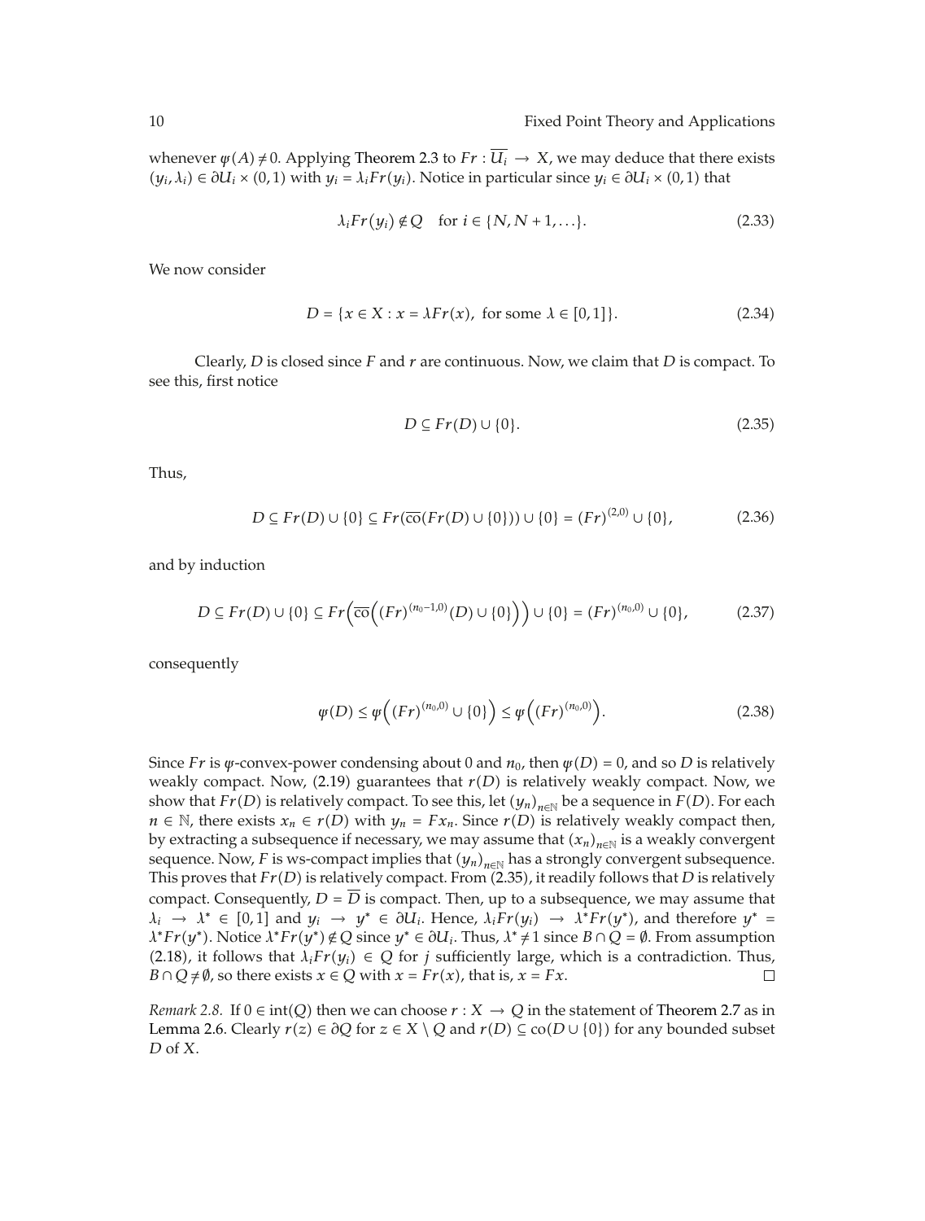whenever $\psi(A) \neq 0$. Applying Theorem 2.3 to $Fr : \overline{U_i} \to X$, we may deduce that there exists $(y_i, \lambda_i) \in \partial U_i \times (0,1)$ with $y_i = \lambda_i Fr(y_i)$. Notice in particular since $y_i \in \partial U_i \times (0,1)$ that

$$\lambda_i Fr(y_i) \notin Q \quad \text{for } i \in \{N, N+1, \ldots\}. \tag{2.33}$$

We now consider

$$D = \{x \in X : x = \lambda Fr(x), \text{ for some } \lambda \in [0,1]\}. \tag{2.34}$$

Clearly, $D$ is closed since $F$ and $r$ are continuous. Now, we claim that $D$ is compact. To see this, first notice

$$D \subseteq Fr(D) \cup \{0\}. \tag{2.35}$$

Thus,

$$D \subseteq Fr(D) \cup \{0\} \subseteq Fr(\overline{\text{co}}(Fr(D) \cup \{0\})) \cup \{0\} = (Fr)^{(2,0)} \cup \{0\}, \tag{2.36}$$

and by induction

$$D \subseteq Fr(D) \cup \{0\} \subseteq Fr\Big(\overline{\text{co}}\Big((Fr)^{(n_0-1,0)}(D) \cup \{0\}\Big)\Big) \cup \{0\} = (Fr)^{(n_0,0)} \cup \{0\}, \tag{2.37}$$

consequently

$$\psi(D) \leq \psi\Big((Fr)^{(n_0,0)} \cup \{0\}\Big) \leq \psi\Big((Fr)^{(n_0,0)}\Big). \tag{2.38}$$

Since $Fr$ is $\psi$-convex-power condensing about 0 and $n_0$, then $\psi(D) = 0$, and so $D$ is relatively weakly compact. Now, (2.19) guarantees that $r(D)$ is relatively weakly compact. Now, we show that $Fr(D)$ is relatively compact. To see this, let $(y_n)_{n \in \mathbb{N}}$ be a sequence in $F(D)$. For each $n \in \mathbb{N}$, there exists $x_n \in r(D)$ with $y_n = Fx_n$. Since $r(D)$ is relatively weakly compact then, by extracting a subsequence if necessary, we may assume that $(x_n)_{n \in \mathbb{N}}$ is a weakly convergent sequence. Now, $F$ is ws-compact implies that $(y_n)_{n \in \mathbb{N}}$ has a strongly convergent subsequence. This proves that $Fr(D)$ is relatively compact. From (2.35), it readily follows that $D$ is relatively compact. Consequently, $D = \overline{D}$ is compact. Then, up to a subsequence, we may assume that $\lambda_i \to \lambda^* \in [0,1]$ and $y_i \to y^* \in \partial U_i$. Hence, $\lambda_i Fr(y_i) \to \lambda^* Fr(y^*)$, and therefore $y^* = \lambda^* Fr(y^*)$. Notice $\lambda^* Fr(y^*) \notin Q$ since $y^* \in \partial U_i$. Thus, $\lambda^* \neq 1$ since $B \cap Q = \emptyset$. From assumption (2.18), it follows that $\lambda_i Fr(y_i) \in Q$ for $j$ sufficiently large, which is a contradiction. Thus, $B \cap Q \neq \emptyset$, so there exists $x \in Q$ with $x = Fr(x)$, that is, $x = Fx$. □

*Remark 2.8.* If $0 \in \text{int}(Q)$ then we can choose $r : X \to Q$ in the statement of Theorem 2.7 as in Lemma 2.6. Clearly $r(z) \in \partial Q$ for $z \in X \setminus Q$ and $r(D) \subseteq \text{co}(D \cup \{0\})$ for any bounded subset $D$ of $X$.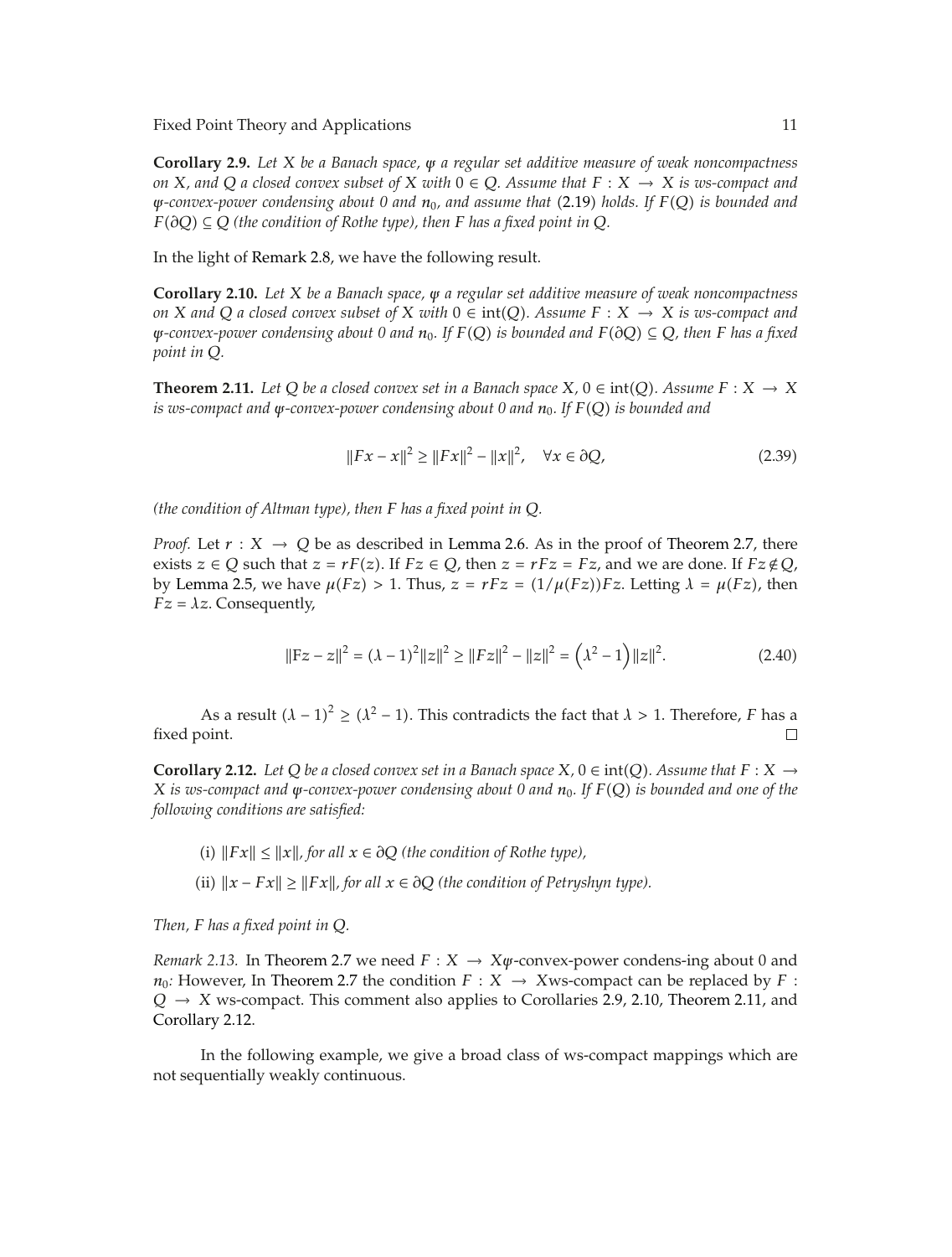**Corollary 2.9.** *Let $X$ be a Banach space, $\psi$ a regular set additive measure of weak noncompactness on $X$, and $Q$ a closed convex subset of $X$ with $0 \in Q$. Assume that $F : X \to X$ is ws-compact and $\psi$-convex-power condensing about 0 and $n_0$, and assume that (2.19) holds. If $F(Q)$ is bounded and $F(\partial Q) \subseteq Q$ (the condition of Rothe type), then $F$ has a fixed point in $Q$.*

In the light of Remark 2.8, we have the following result.

**Corollary 2.10.** *Let $X$ be a Banach space, $\psi$ a regular set additive measure of weak noncompactness on $X$ and $Q$ a closed convex subset of $X$ with $0 \in \text{int}(Q)$. Assume $F : X \to X$ is ws-compact and $\psi$-convex-power condensing about 0 and $n_0$. If $F(Q)$ is bounded and $F(\partial Q) \subseteq Q$, then $F$ has a fixed point in $Q$.*

**Theorem 2.11.** *Let $Q$ be a closed convex set in a Banach space $X$, $0 \in \text{int}(Q)$. Assume $F : X \to X$ is ws-compact and $\psi$-convex-power condensing about 0 and $n_0$. If $F(Q)$ is bounded and*

$$\|Fx - x\|^2 \geq \|Fx\|^2 - \|x\|^2, \quad \forall x \in \partial Q, \tag{2.39}$$

*(the condition of Altman type), then $F$ has a fixed point in $Q$.*

*Proof.* Let $r : X \to Q$ be as described in Lemma 2.6. As in the proof of Theorem 2.7, there exists $z \in Q$ such that $z = rF(z)$. If $Fz \in Q$, then $z = rFz = Fz$, and we are done. If $Fz \notin Q$, by Lemma 2.5, we have $\mu(Fz) > 1$. Thus, $z = rFz = (1/\mu(Fz))Fz$. Letting $\lambda = \mu(Fz)$, then $Fz = \lambda z$. Consequently,

$$\|Fz - z\|^2 = (\lambda - 1)^2\|z\|^2 \geq \|Fz\|^2 - \|z\|^2 = \left(\lambda^2 - 1\right)\|z\|^2. \tag{2.40}$$

As a result $(\lambda - 1)^2 \geq (\lambda^2 - 1)$. This contradicts the fact that $\lambda > 1$. Therefore, $F$ has a fixed point. □

**Corollary 2.12.** *Let $Q$ be a closed convex set in a Banach space $X$, $0 \in \text{int}(Q)$. Assume that $F : X \to X$ is ws-compact and $\psi$-convex-power condensing about 0 and $n_0$. If $F(Q)$ is bounded and one of the following conditions are satisfied:*

(i) *$\|Fx\| \leq \|x\|$, for all $x \in \partial Q$ (the condition of Rothe type),*

(ii) *$\|x - Fx\| \geq \|Fx\|$, for all $x \in \partial Q$ (the condition of Petryshyn type).*

*Then, $F$ has a fixed point in $Q$.*

*Remark 2.13.* In Theorem 2.7 we need $F : X \to X\psi$-convex-power condens-ing about 0 and $n_0$: However, In Theorem 2.7 the condition $F : X \to X$ws-compact can be replaced by $F : Q \to X$ ws-compact. This comment also applies to Corollaries 2.9, 2.10, Theorem 2.11, and Corollary 2.12.

In the following example, we give a broad class of ws-compact mappings which are not sequentially weakly continuous.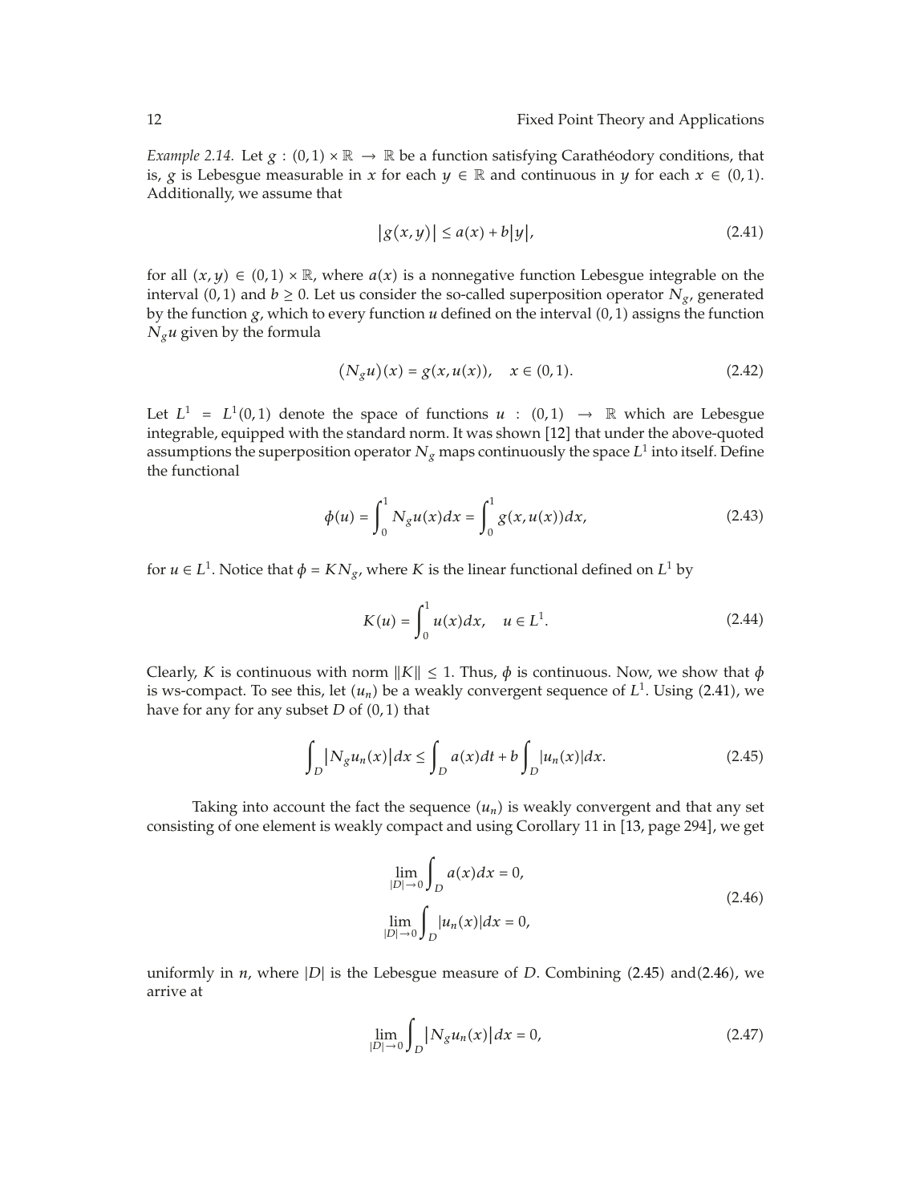*Example 2.14.* Let $g : (0,1) \times \mathbb{R} \to \mathbb{R}$ be a function satisfying Carathéodory conditions, that is, $g$ is Lebesgue measurable in $x$ for each $y \in \mathbb{R}$ and continuous in $y$ for each $x \in (0,1)$. Additionally, we assume that

$$|g(x,y)| \leq a(x) + b|y|, \tag{2.41}$$

for all $(x,y) \in (0,1) \times \mathbb{R}$, where $a(x)$ is a nonnegative function Lebesgue integrable on the interval $(0,1)$ and $b \geq 0$. Let us consider the so-called superposition operator $N_g$, generated by the function $g$, which to every function $u$ defined on the interval $(0,1)$ assigns the function $N_g u$ given by the formula

$$(N_g u)(x) = g(x, u(x)), \quad x \in (0,1). \tag{2.42}$$

Let $L^1 = L^1(0,1)$ denote the space of functions $u : (0,1) \to \mathbb{R}$ which are Lebesgue integrable, equipped with the standard norm. It was shown [12] that under the above-quoted assumptions the superposition operator $N_g$ maps continuously the space $L^1$ into itself. Define the functional

$$\phi(u) = \int_0^1 N_g u(x) dx = \int_0^1 g(x, u(x)) dx, \tag{2.43}$$

for $u \in L^1$. Notice that $\phi = K N_g$, where $K$ is the linear functional defined on $L^1$ by

$$K(u) = \int_0^1 u(x) dx, \quad u \in L^1. \tag{2.44}$$

Clearly, $K$ is continuous with norm $\|K\| \leq 1$. Thus, $\phi$ is continuous. Now, we show that $\phi$ is ws-compact. To see this, let $(u_n)$ be a weakly convergent sequence of $L^1$. Using (2.41), we have for any for any subset $D$ of $(0,1)$ that

$$\int_D |N_g u_n(x)| dx \leq \int_D a(x) dt + b \int_D |u_n(x)| dx. \tag{2.45}$$

Taking into account the fact the sequence $(u_n)$ is weakly convergent and that any set consisting of one element is weakly compact and using Corollary 11 in [13, page 294], we get

$$\lim_{|D| \to 0} \int_D a(x) dx = 0,$$
$$\lim_{|D| \to 0} \int_D |u_n(x)| dx = 0, \tag{2.46}$$

uniformly in $n$, where $|D|$ is the Lebesgue measure of $D$. Combining (2.45) and(2.46), we arrive at

$$\lim_{|D| \to 0} \int_D |N_g u_n(x)| dx = 0, \tag{2.47}$$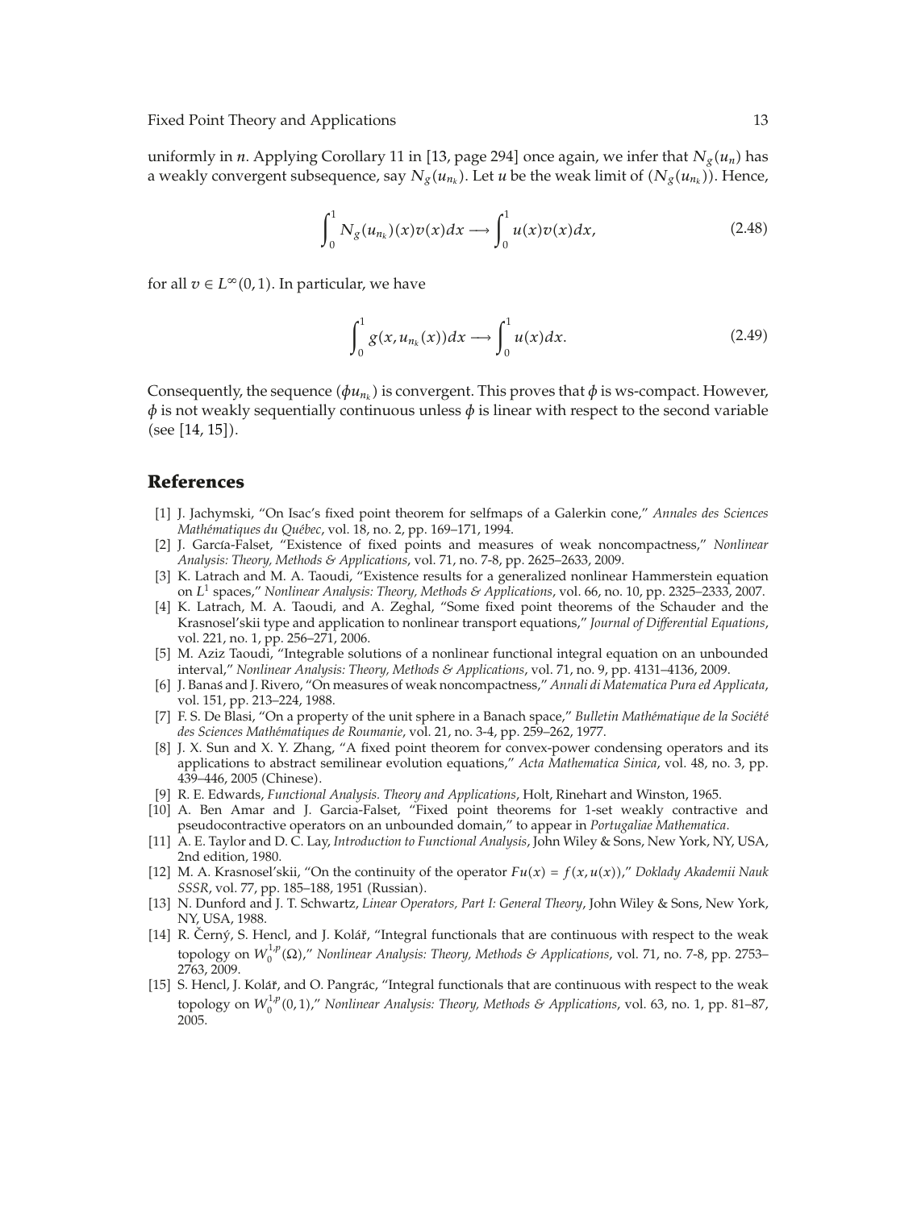uniformly in $n$. Applying Corollary 11 in [13, page 294] once again, we infer that $N_g(u_n)$ has a weakly convergent subsequence, say $N_g(u_{n_k})$. Let $u$ be the weak limit of $(N_g(u_{n_k}))$. Hence,

$$\int_0^1 N_g(u_{n_k})(x)v(x)dx \longrightarrow \int_0^1 u(x)v(x)dx, \tag{2.48}$$

for all $v \in L^\infty(0,1)$. In particular, we have

$$\int_0^1 g(x, u_{n_k}(x))dx \longrightarrow \int_0^1 u(x)dx. \tag{2.49}$$

Consequently, the sequence $(\phi u_{n_k})$ is convergent. This proves that $\phi$ is ws-compact. However, $\phi$ is not weakly sequentially continuous unless $\phi$ is linear with respect to the second variable (see [14, 15]).

## References

[1] J. Jachymski, "On Isac's fixed point theorem for selfmaps of a Galerkin cone," *Annales des Sciences Mathématiques du Québec*, vol. 18, no. 2, pp. 169–171, 1994.

[2] J. García-Falset, "Existence of fixed points and measures of weak noncompactness," *Nonlinear Analysis: Theory, Methods & Applications*, vol. 71, no. 7-8, pp. 2625–2633, 2009.

[3] K. Latrach and M. A. Taoudi, "Existence results for a generalized nonlinear Hammerstein equation on $L^1$ spaces," *Nonlinear Analysis: Theory, Methods & Applications*, vol. 66, no. 10, pp. 2325–2333, 2007.

[4] K. Latrach, M. A. Taoudi, and A. Zeghal, "Some fixed point theorems of the Schauder and the Krasnosel'skii type and application to nonlinear transport equations," *Journal of Differential Equations*, vol. 221, no. 1, pp. 256–271, 2006.

[5] M. Aziz Taoudi, "Integrable solutions of a nonlinear functional integral equation on an unbounded interval," *Nonlinear Analysis: Theory, Methods & Applications*, vol. 71, no. 9, pp. 4131–4136, 2009.

[6] J. Banaś and J. Rivero, "On measures of weak noncompactness," *Annali di Matematica Pura ed Applicata*, vol. 151, pp. 213–224, 1988.

[7] F. S. De Blasi, "On a property of the unit sphere in a Banach space," *Bulletin Mathématique de la Société des Sciences Mathématiques de Roumanie*, vol. 21, no. 3-4, pp. 259–262, 1977.

[8] J. X. Sun and X. Y. Zhang, "A fixed point theorem for convex-power condensing operators and its applications to abstract semilinear evolution equations," *Acta Mathematica Sinica*, vol. 48, no. 3, pp. 439–446, 2005 (Chinese).

[9] R. E. Edwards, *Functional Analysis. Theory and Applications*, Holt, Rinehart and Winston, 1965.

[10] A. Ben Amar and J. Garcia-Falset, "Fixed point theorems for 1-set weakly contractive and pseudocontractive operators on an unbounded domain," to appear in *Portugaliae Mathematica*.

[11] A. E. Taylor and D. C. Lay, *Introduction to Functional Analysis*, John Wiley & Sons, New York, NY, USA, 2nd edition, 1980.

[12] M. A. Krasnosel'skii, "On the continuity of the operator $Fu(x) = f(x, u(x))$," *Doklady Akademii Nauk SSSR*, vol. 77, pp. 185–188, 1951 (Russian).

[13] N. Dunford and J. T. Schwartz, *Linear Operators, Part I: General Theory*, John Wiley & Sons, New York, NY, USA, 1988.

[14] R. Černý, S. Hencl, and J. Kolář, "Integral functionals that are continuous with respect to the weak topology on $W_0^{1,p}(\Omega)$," *Nonlinear Analysis: Theory, Methods & Applications*, vol. 71, no. 7-8, pp. 2753–2763, 2009.

[15] S. Hencl, J. Kolář, and O. Pangrác, "Integral functionals that are continuous with respect to the weak topology on $W_0^{1,p}(0,1)$," *Nonlinear Analysis: Theory, Methods & Applications*, vol. 63, no. 1, pp. 81–87, 2005.